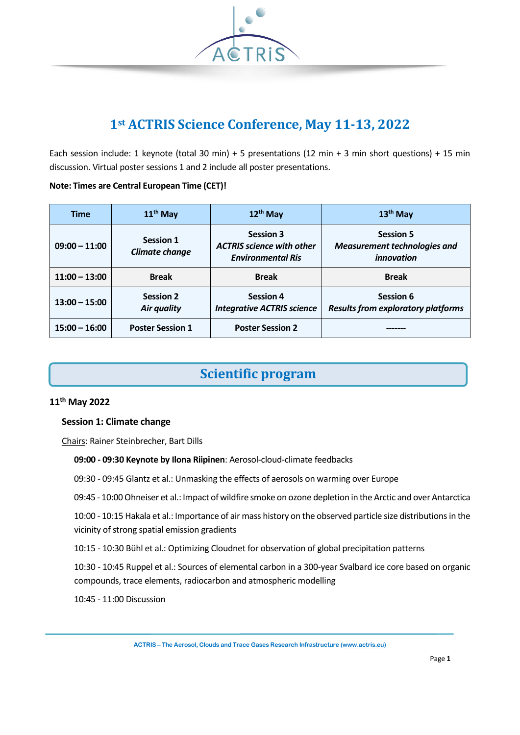# 1st ACTRIS Science Conference, May 11-13, 2022

Each session include: 1 keynote (total 30 min) + 5 presentations (12 min + 3 min short questions) + 15 min discussion. Virtual poster sessions 1 and 2 include all poster presentations.

**Note: Times are Central European Time (CET)!**

| Time | 11th May | 12th May | 13th May |
|---|---|---|---|
| **09:00 – 11:00** | **Session 1** ***Climate change*** | **Session 3** ***ACTRIS science with other Environmental Ris*** | **Session 5** ***Measurement technologies and innovation*** |
| **11:00 – 13:00** | **Break** | **Break** | **Break** |
| **13:00 – 15:00** | **Session 2** ***Air quality*** | **Session 4** ***Integrative ACTRIS science*** | **Session 6** ***Results from exploratory platforms*** |
| **15:00 – 16:00** | **Poster Session 1** | **Poster Session 2** | ------- |

## Scientific program

### 11th May 2022

#### Session 1: Climate change

Chairs: Rainer Steinbrecher, Bart Dills

**09:00 - 09:30 Keynote by Ilona Riipinen**: Aerosol-cloud-climate feedbacks

09:30 - 09:45 Glantz et al.: Unmasking the effects of aerosols on warming over Europe

09:45 - 10:00 Ohneiser et al.: Impact of wildfire smoke on ozone depletion in the Arctic and over Antarctica

10:00 - 10:15 Hakala et al.: Importance of air mass history on the observed particle size distributions in the vicinity of strong spatial emission gradients

10:15 - 10:30 Bühl et al.: Optimizing Cloudnet for observation of global precipitation patterns

10:30 - 10:45 Ruppel et al.: Sources of elemental carbon in a 300-year Svalbard ice core based on organic compounds, trace elements, radiocarbon and atmospheric modelling

10:45 - 11:00 Discussion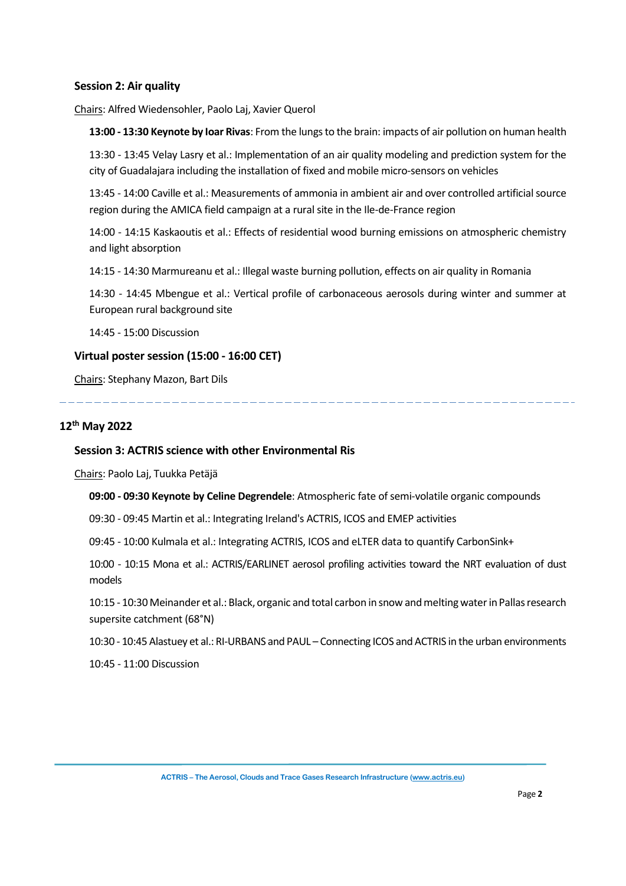### Session 2: Air quality

Chairs: Alfred Wiedensohler, Paolo Laj, Xavier Querol

**13:00 - 13:30 Keynote by Ioar Rivas**: From the lungs to the brain: impacts of air pollution on human health

13:30 - 13:45 Velay Lasry et al.: Implementation of an air quality modeling and prediction system for the city of Guadalajara including the installation of fixed and mobile micro-sensors on vehicles

13:45 - 14:00 Caville et al.: Measurements of ammonia in ambient air and over controlled artificial source region during the AMICA field campaign at a rural site in the Ile-de-France region

14:00 - 14:15 Kaskaoutis et al.: Effects of residential wood burning emissions on atmospheric chemistry and light absorption

14:15 - 14:30 Marmureanu et al.: Illegal waste burning pollution, effects on air quality in Romania

14:30 - 14:45 Mbengue et al.: Vertical profile of carbonaceous aerosols during winter and summer at European rural background site

14:45 - 15:00 Discussion

### Virtual poster session (15:00 - 16:00 CET)

Chairs: Stephany Mazon, Bart Dils

---

## 12th May 2022

### Session 3: ACTRIS science with other Environmental Ris

Chairs: Paolo Laj, Tuukka Petäjä

**09:00 - 09:30 Keynote by Celine Degrendele**: Atmospheric fate of semi-volatile organic compounds

09:30 - 09:45 Martin et al.: Integrating Ireland's ACTRIS, ICOS and EMEP activities

09:45 - 10:00 Kulmala et al.: Integrating ACTRIS, ICOS and eLTER data to quantify CarbonSink+

10:00 - 10:15 Mona et al.: ACTRIS/EARLINET aerosol profiling activities toward the NRT evaluation of dust models

10:15 - 10:30 Meinander et al.: Black, organic and total carbon in snow and melting water in Pallas research supersite catchment (68°N)

10:30 - 10:45 Alastuey et al.: RI-URBANS and PAUL – Connecting ICOS and ACTRIS in the urban environments

10:45 - 11:00 Discussion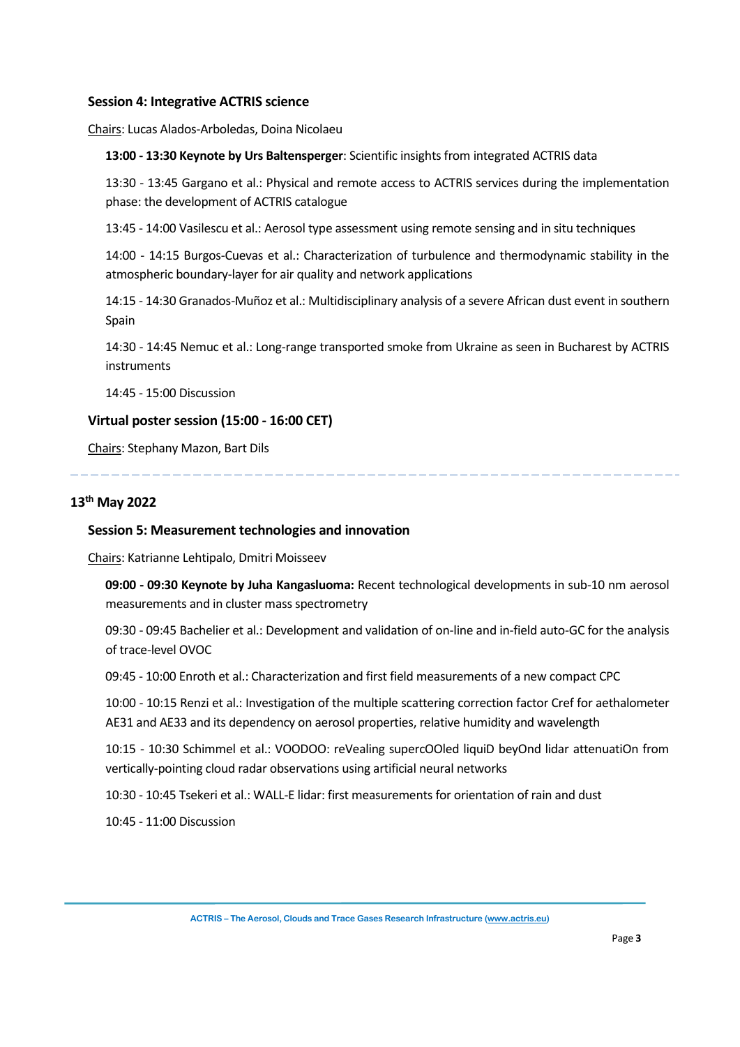### Session 4: Integrative ACTRIS science

Chairs: Lucas Alados-Arboledas, Doina Nicolaeu

**13:00 - 13:30 Keynote by Urs Baltensperger**: Scientific insights from integrated ACTRIS data

13:30 - 13:45 Gargano et al.: Physical and remote access to ACTRIS services during the implementation phase: the development of ACTRIS catalogue

13:45 - 14:00 Vasilescu et al.: Aerosol type assessment using remote sensing and in situ techniques

14:00 - 14:15 Burgos-Cuevas et al.: Characterization of turbulence and thermodynamic stability in the atmospheric boundary-layer for air quality and network applications

14:15 - 14:30 Granados-Muñoz et al.: Multidisciplinary analysis of a severe African dust event in southern Spain

14:30 - 14:45 Nemuc et al.: Long-range transported smoke from Ukraine as seen in Bucharest by ACTRIS instruments

14:45 - 15:00 Discussion

### Virtual poster session (15:00 - 16:00 CET)

Chairs: Stephany Mazon, Bart Dils

---

## 13th May 2022

### Session 5: Measurement technologies and innovation

Chairs: Katrianne Lehtipalo, Dmitri Moisseev

**09:00 - 09:30 Keynote by Juha Kangasluoma:** Recent technological developments in sub-10 nm aerosol measurements and in cluster mass spectrometry

09:30 - 09:45 Bachelier et al.: Development and validation of on-line and in-field auto-GC for the analysis of trace-level OVOC

09:45 - 10:00 Enroth et al.: Characterization and first field measurements of a new compact CPC

10:00 - 10:15 Renzi et al.: Investigation of the multiple scattering correction factor Cref for aethalometer AE31 and AE33 and its dependency on aerosol properties, relative humidity and wavelength

10:15 - 10:30 Schimmel et al.: VOODOO: reVealing supercOOled liquiD beyOnd lidar attenuatiOn from vertically-pointing cloud radar observations using artificial neural networks

10:30 - 10:45 Tsekeri et al.: WALL-E lidar: first measurements for orientation of rain and dust

10:45 - 11:00 Discussion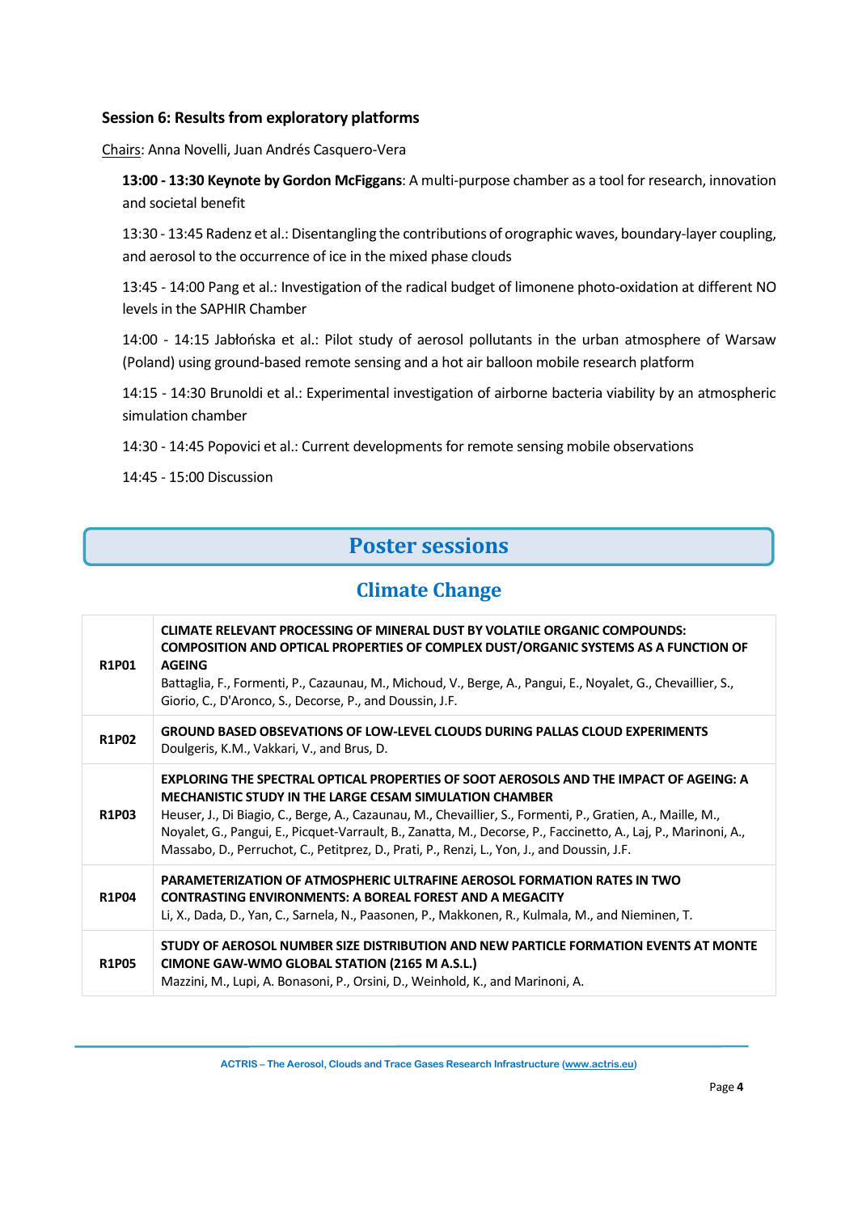### Session 6: Results from exploratory platforms

Chairs: Anna Novelli, Juan Andrés Casquero-Vera

**13:00 - 13:30 Keynote by Gordon McFiggans**: A multi-purpose chamber as a tool for research, innovation and societal benefit

13:30 - 13:45 Radenz et al.: Disentangling the contributions of orographic waves, boundary-layer coupling, and aerosol to the occurrence of ice in the mixed phase clouds

13:45 - 14:00 Pang et al.: Investigation of the radical budget of limonene photo-oxidation at different NO levels in the SAPHIR Chamber

14:00 - 14:15 Jabłońska et al.: Pilot study of aerosol pollutants in the urban atmosphere of Warsaw (Poland) using ground-based remote sensing and a hot air balloon mobile research platform

14:15 - 14:30 Brunoldi et al.: Experimental investigation of airborne bacteria viability by an atmospheric simulation chamber

14:30 - 14:45 Popovici et al.: Current developments for remote sensing mobile observations

14:45 - 15:00 Discussion

# Poster sessions

## Climate Change

| | |
|---|---|
| **R1P01** | **CLIMATE RELEVANT PROCESSING OF MINERAL DUST BY VOLATILE ORGANIC COMPOUNDS: COMPOSITION AND OPTICAL PROPERTIES OF COMPLEX DUST/ORGANIC SYSTEMS AS A FUNCTION OF AGEING**<br>Battaglia, F., Formenti, P., Cazaunau, M., Michoud, V., Berge, A., Pangui, E., Noyalet, G., Chevaillier, S., Giorio, C., D'Aronco, S., Decorse, P., and Doussin, J.F. |
| **R1P02** | **GROUND BASED OBSEVATIONS OF LOW-LEVEL CLOUDS DURING PALLAS CLOUD EXPERIMENTS**<br>Doulgeris, K.M., Vakkari, V., and Brus, D. |
| **R1P03** | **EXPLORING THE SPECTRAL OPTICAL PROPERTIES OF SOOT AEROSOLS AND THE IMPACT OF AGEING: A MECHANISTIC STUDY IN THE LARGE CESAM SIMULATION CHAMBER**<br>Heuser, J., Di Biagio, C., Berge, A., Cazaunau, M., Chevaillier, S., Formenti, P., Gratien, A., Maille, M., Noyalet, G., Pangui, E., Picquet-Varrault, B., Zanatta, M., Decorse, P., Faccinetto, A., Laj, P., Marinoni, A., Massabo, D., Perruchot, C., Petitprez, D., Prati, P., Renzi, L., Yon, J., and Doussin, J.F. |
| **R1P04** | **PARAMETERIZATION OF ATMOSPHERIC ULTRAFINE AEROSOL FORMATION RATES IN TWO CONTRASTING ENVIRONMENTS: A BOREAL FOREST AND A MEGACITY**<br>Li, X., Dada, D., Yan, C., Sarnela, N., Paasonen, P., Makkonen, R., Kulmala, M., and Nieminen, T. |
| **R1P05** | **STUDY OF AEROSOL NUMBER SIZE DISTRIBUTION AND NEW PARTICLE FORMATION EVENTS AT MONTE CIMONE GAW-WMO GLOBAL STATION (2165 M A.S.L.)**<br>Mazzini, M., Lupi, A. Bonasoni, P., Orsini, D., Weinhold, K., and Marinoni, A. |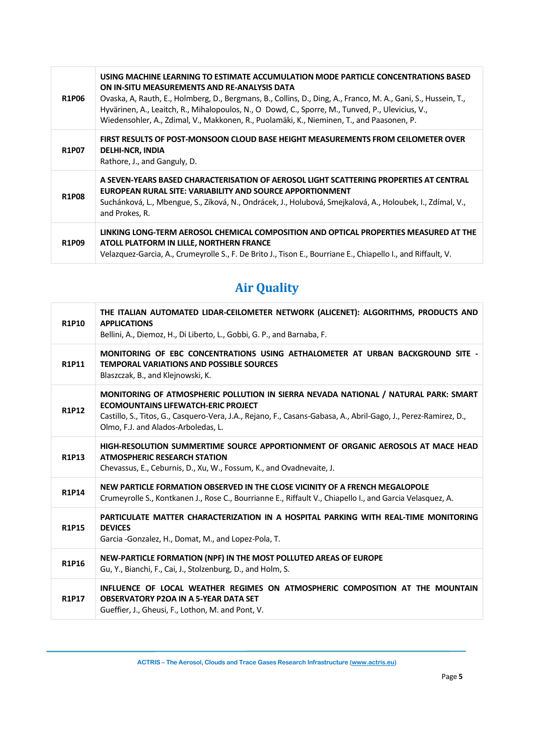| | |
|---|---|
| **R1P06** | **USING MACHINE LEARNING TO ESTIMATE ACCUMULATION MODE PARTICLE CONCENTRATIONS BASED ON IN-SITU MEASUREMENTS AND RE-ANALYSIS DATA**<br>Ovaska, A, Rauth, E., Holmberg, D., Bergmans, B., Collins, D., Ding, A., Franco, M. A., Gani, S., Hussein, T., Hyvärinen, A., Leaitch, R., Mihalopoulos, N., O Dowd, C., Sporre, M., Tunved, P., Ulevicius, V., Wiedensohler, A., Zdimal, V., Makkonen, R., Puolamäki, K., Nieminen, T., and Paasonen, P. |
| **R1P07** | **FIRST RESULTS OF POST-MONSOON CLOUD BASE HEIGHT MEASUREMENTS FROM CEILOMETER OVER DELHI-NCR, INDIA**<br>Rathore, J., and Ganguly, D. |
| **R1P08** | **A SEVEN-YEARS BASED CHARACTERISATION OF AEROSOL LIGHT SCATTERING PROPERTIES AT CENTRAL EUROPEAN RURAL SITE: VARIABILITY AND SOURCE APPORTIONMENT**<br>Suchánková, L., Mbengue, S., Zíková, N., Ondrácek, J., Holubová, Smejkalová, A., Holoubek, I., Zdímal, V., and Prokes, R. |
| **R1P09** | **LINKING LONG-TERM AEROSOL CHEMICAL COMPOSITION AND OPTICAL PROPERTIES MEASURED AT THE ATOLL PLATFORM IN LILLE, NORTHERN FRANCE**<br>Velazquez-Garcia, A., Crumeyrolle S., F. De Brito J., Tison E., Bourriane E., Chiapello I., and Riffault, V. |

## Air Quality

| | |
|---|---|
| **R1P10** | **THE ITALIAN AUTOMATED LIDAR-CEILOMETER NETWORK (ALICENET): ALGORITHMS, PRODUCTS AND APPLICATIONS**<br>Bellini, A., Diemoz, H., Di Liberto, L., Gobbi, G. P., and Barnaba, F. |
| **R1P11** | **MONITORING OF EBC CONCENTRATIONS USING AETHALOMETER AT URBAN BACKGROUND SITE - TEMPORAL VARIATIONS AND POSSIBLE SOURCES**<br>Blaszczak, B., and Klejnowski, K. |
| **R1P12** | **MONITORING OF ATMOSPHERIC POLLUTION IN SIERRA NEVADA NATIONAL / NATURAL PARK: SMART ECOMOUNTAINS LIFEWATCH-ERIC PROJECT**<br>Castillo, S., Titos, G., Casquero-Vera, J.A., Rejano, F., Casans-Gabasa, A., Abril-Gago, J., Perez-Ramirez, D., Olmo, F.J. and Alados-Arboledas, L. |
| **R1P13** | **HIGH-RESOLUTION SUMMERTIME SOURCE APPORTIONMENT OF ORGANIC AEROSOLS AT MACE HEAD ATMOSPHERIC RESEARCH STATION**<br>Chevassus, E., Ceburnis, D., Xu, W., Fossum, K., and Ovadnevaite, J. |
| **R1P14** | **NEW PARTICLE FORMATION OBSERVED IN THE CLOSE VICINITY OF A FRENCH MEGALOPOLE**<br>Crumeyrolle S., Kontkanen J., Rose C., Bourrianne E., Riffault V., Chiapello I., and Garcia Velasquez, A. |
| **R1P15** | **PARTICULATE MATTER CHARACTERIZATION IN A HOSPITAL PARKING WITH REAL-TIME MONITORING DEVICES**<br>Garcia -Gonzalez, H., Domat, M., and Lopez-Pola, T. |
| **R1P16** | **NEW-PARTICLE FORMATION (NPF) IN THE MOST POLLUTED AREAS OF EUROPE**<br>Gu, Y., Bianchi, F., Cai, J., Stolzenburg, D., and Holm, S. |
| **R1P17** | **INFLUENCE OF LOCAL WEATHER REGIMES ON ATMOSPHERIC COMPOSITION AT THE MOUNTAIN OBSERVATORY P2OA IN A 5-YEAR DATA SET**<br>Gueffier, J., Gheusi, F., Lothon, M. and Pont, V. |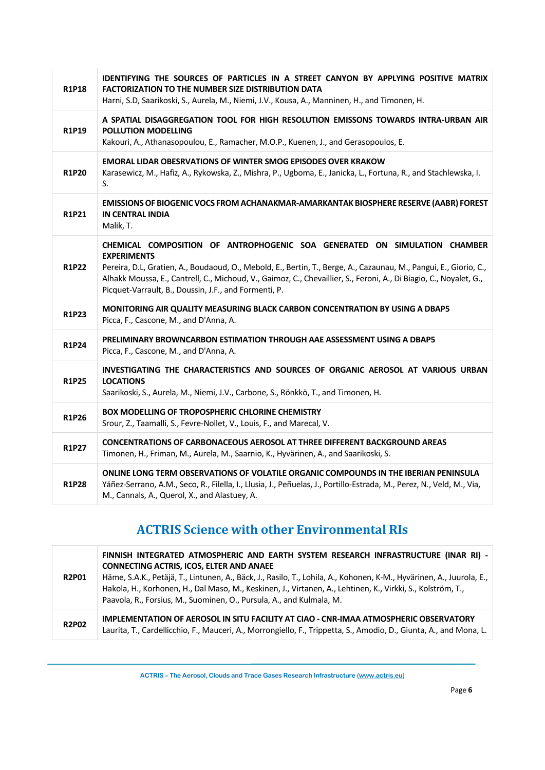| | |
|---|---|
| **R1P18** | **IDENTIFYING THE SOURCES OF PARTICLES IN A STREET CANYON BY APPLYING POSITIVE MATRIX FACTORIZATION TO THE NUMBER SIZE DISTRIBUTION DATA**<br>Harni, S.D, Saarikoski, S., Aurela, M., Niemi, J.V., Kousa, A., Manninen, H., and Timonen, H. |
| **R1P19** | **A SPATIAL DISAGGREGATION TOOL FOR HIGH RESOLUTION EMISSONS TOWARDS INTRA-URBAN AIR POLLUTION MODELLING**<br>Kakouri, A., Athanasopoulou, E., Ramacher, M.O.P., Kuenen, J., and Gerasopoulos, E. |
| **R1P20** | **EMORAL LIDAR OBESRVATIONS OF WINTER SMOG EPISODES OVER KRAKOW**<br>Karasewicz, M., Hafiz, A., Rykowska, Z., Mishra, P., Ugboma, E., Janicka, L., Fortuna, R., and Stachlewska, I. S. |
| **R1P21** | **EMISSIONS OF BIOGENIC VOCS FROM ACHANAKMAR-AMARKANTAK BIOSPHERE RESERVE (AABR) FOREST IN CENTRAL INDIA**<br>Malik, T. |
| **R1P22** | **CHEMICAL COMPOSITION OF ANTROPHOGENIC SOA GENERATED ON SIMULATION CHAMBER EXPERIMENTS**<br>Pereira, D.L, Gratien, A., Boudaoud, O., Mebold, E., Bertin, T., Berge, A., Cazaunau, M., Pangui, E., Giorio, C., Alhakk Moussa, E., Cantrell, C., Michoud, V., Gaimoz, C., Chevaillier, S., Feroni, A., Di Biagio, C., Noyalet, G., Picquet-Varrault, B., Doussin, J.F., and Formenti, P. |
| **R1P23** | **MONITORING AIR QUALITY MEASURING BLACK CARBON CONCENTRATION BY USING A DBAP5**<br>Picca, F., Cascone, M., and D'Anna, A. |
| **R1P24** | **PRELIMINARY BROWNCARBON ESTIMATION THROUGH AAE ASSESSMENT USING A DBAP5**<br>Picca, F., Cascone, M., and D'Anna, A. |
| **R1P25** | **INVESTIGATING THE CHARACTERISTICS AND SOURCES OF ORGANIC AEROSOL AT VARIOUS URBAN LOCATIONS**<br>Saarikoski, S., Aurela, M., Niemi, J.V., Carbone, S., Rönkkö, T., and Timonen, H. |
| **R1P26** | **BOX MODELLING OF TROPOSPHERIC CHLORINE CHEMISTRY**<br>Srour, Z., Taamalli, S., Fevre-Nollet, V., Louis, F., and Marecal, V. |
| **R1P27** | **CONCENTRATIONS OF CARBONACEOUS AEROSOL AT THREE DIFFERENT BACKGROUND AREAS**<br>Timonen, H., Friman, M., Aurela, M., Saarnio, K., Hyvärinen, A., and Saarikoski, S. |
| **R1P28** | **ONLINE LONG TERM OBSERVATIONS OF VOLATILE ORGANIC COMPOUNDS IN THE IBERIAN PENINSULA**<br>Yáñez-Serrano, A.M., Seco, R., Filella, I., Llusia, J., Peñuelas, J., Portillo-Estrada, M., Perez, N., Veld, M., Via, M., Cannals, A., Querol, X., and Alastuey, A. |

## ACTRIS Science with other Environmental RIs

| | |
|---|---|
| **R2P01** | **FINNISH INTEGRATED ATMOSPHERIC AND EARTH SYSTEM RESEARCH INFRASTRUCTURE (INAR RI) - CONNECTING ACTRIS, ICOS, ELTER AND ANAEE**<br>Häme, S.A.K., Petäjä, T., Lintunen, A., Bäck, J., Rasilo, T., Lohila, A., Kohonen, K-M., Hyvärinen, A., Juurola, E., Hakola, H., Korhonen, H., Dal Maso, M., Keskinen, J., Virtanen, A., Lehtinen, K., Virkki, S., Kolström, T., Paavola, R., Forsius, M., Suominen, O., Pursula, A., and Kulmala, M. |
| **R2P02** | **IMPLEMENTATION OF AEROSOL IN SITU FACILITY AT CIAO - CNR-IMAA ATMOSPHERIC OBSERVATORY**<br>Laurita, T., Cardellicchio, F., Mauceri, A., Morrongiello, F., Trippetta, S., Amodio, D., Giunta, A., and Mona, L. |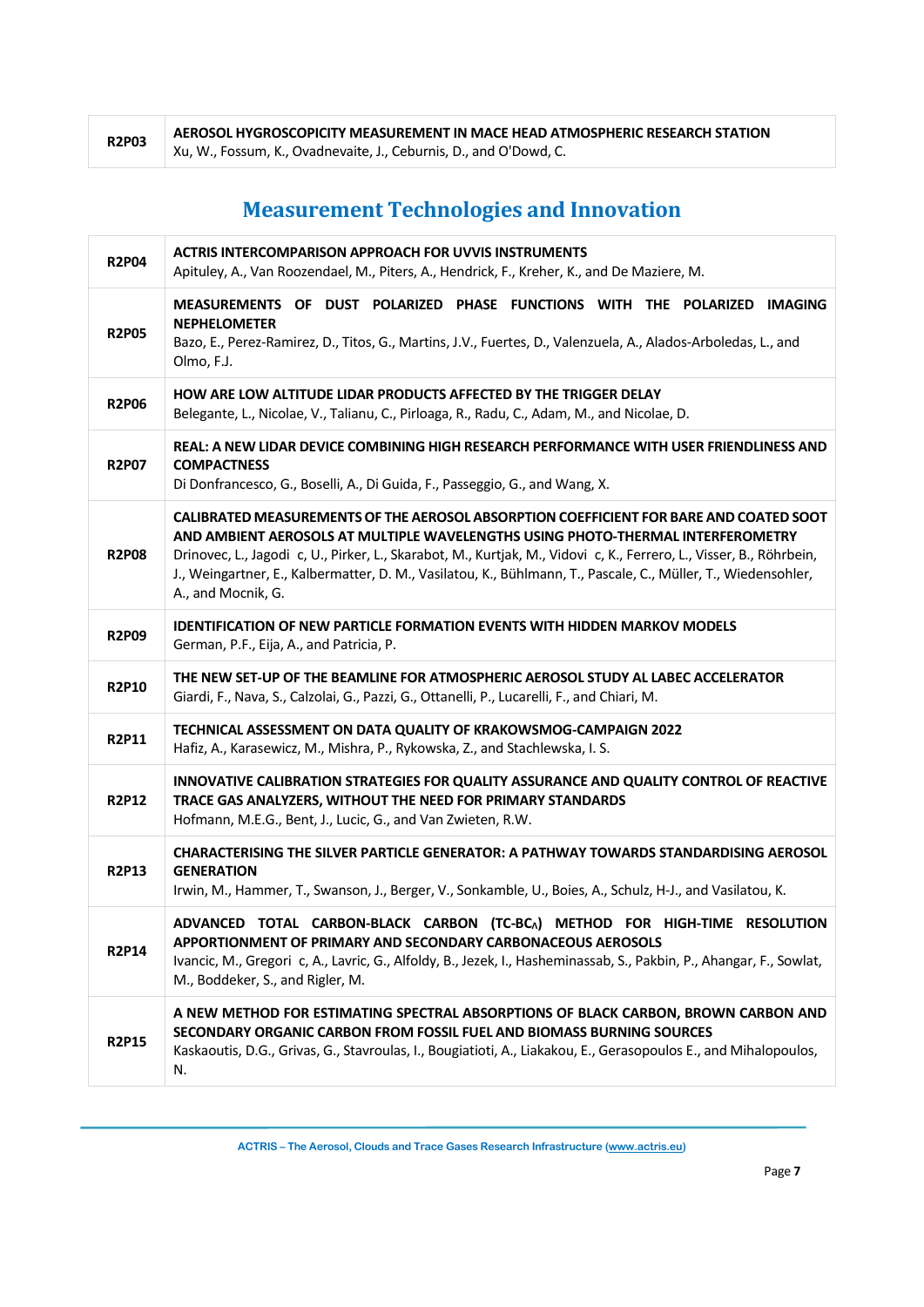| R2P03 | **AEROSOL HYGROSCOPICITY MEASUREMENT IN MACE HEAD ATMOSPHERIC RESEARCH STATION**<br>Xu, W., Fossum, K., Ovadnevaite, J., Ceburnis, D., and O'Dowd, C. |
|---|---|

## Measurement Technologies and Innovation

| | |
|---|---|
| R2P04 | **ACTRIS INTERCOMPARISON APPROACH FOR UVVIS INSTRUMENTS**<br>Apituley, A., Van Roozendael, M., Piters, A., Hendrick, F., Kreher, K., and De Maziere, M. |
| R2P05 | **MEASUREMENTS OF DUST POLARIZED PHASE FUNCTIONS WITH THE POLARIZED IMAGING NEPHELOMETER**<br>Bazo, E., Perez-Ramirez, D., Titos, G., Martins, J.V., Fuertes, D., Valenzuela, A., Alados-Arboledas, L., and Olmo, F.J. |
| R2P06 | **HOW ARE LOW ALTITUDE LIDAR PRODUCTS AFFECTED BY THE TRIGGER DELAY**<br>Belegante, L., Nicolae, V., Talianu, C., Pirloaga, R., Radu, C., Adam, M., and Nicolae, D. |
| R2P07 | **REAL: A NEW LIDAR DEVICE COMBINING HIGH RESEARCH PERFORMANCE WITH USER FRIENDLINESS AND COMPACTNESS**<br>Di Donfrancesco, G., Boselli, A., Di Guida, F., Passeggio, G., and Wang, X. |
| R2P08 | **CALIBRATED MEASUREMENTS OF THE AEROSOL ABSORPTION COEFFICIENT FOR BARE AND COATED SOOT AND AMBIENT AEROSOLS AT MULTIPLE WAVELENGTHS USING PHOTO-THERMAL INTERFEROMETRY**<br>Drinovec, L., Jagodi c, U., Pirker, L., Skarabot, M., Kurtjak, M., Vidovi c, K., Ferrero, L., Visser, B., Röhrbein, J., Weingartner, E., Kalbermatter, D. M., Vasilatou, K., Bühlmann, T., Pascale, C., Müller, T., Wiedensohler, A., and Mocnik, G. |
| R2P09 | **IDENTIFICATION OF NEW PARTICLE FORMATION EVENTS WITH HIDDEN MARKOV MODELS**<br>German, P.F., Eija, A., and Patricia, P. |
| R2P10 | **THE NEW SET-UP OF THE BEAMLINE FOR ATMOSPHERIC AEROSOL STUDY AL LABEC ACCELERATOR**<br>Giardi, F., Nava, S., Calzolai, G., Pazzi, G., Ottanelli, P., Lucarelli, F., and Chiari, M. |
| R2P11 | **TECHNICAL ASSESSMENT ON DATA QUALITY OF KRAKOWSMOG-CAMPAIGN 2022**<br>Hafiz, A., Karasewicz, M., Mishra, P., Rykowska, Z., and Stachlewska, I. S. |
| R2P12 | **INNOVATIVE CALIBRATION STRATEGIES FOR QUALITY ASSURANCE AND QUALITY CONTROL OF REACTIVE TRACE GAS ANALYZERS, WITHOUT THE NEED FOR PRIMARY STANDARDS**<br>Hofmann, M.E.G., Bent, J., Lucic, G., and Van Zwieten, R.W. |
| R2P13 | **CHARACTERISING THE SILVER PARTICLE GENERATOR: A PATHWAY TOWARDS STANDARDISING AEROSOL GENERATION**<br>Irwin, M., Hammer, T., Swanson, J., Berger, V., Sonkamble, U., Boies, A., Schulz, H-J., and Vasilatou, K. |
| R2P14 | **ADVANCED TOTAL CARBON-BLACK CARBON (TC-BC$_{\lambda}$) METHOD FOR HIGH-TIME RESOLUTION APPORTIONMENT OF PRIMARY AND SECONDARY CARBONACEOUS AEROSOLS**<br>Ivancic, M., Gregori c, A., Lavric, G., Alfoldy, B., Jezek, I., Hasheminassab, S., Pakbin, P., Ahangar, F., Sowlat, M., Boddeker, S., and Rigler, M. |
| R2P15 | **A NEW METHOD FOR ESTIMATING SPECTRAL ABSORPTIONS OF BLACK CARBON, BROWN CARBON AND SECONDARY ORGANIC CARBON FROM FOSSIL FUEL AND BIOMASS BURNING SOURCES**<br>Kaskaoutis, D.G., Grivas, G., Stavroulas, I., Bougiatioti, A., Liakakou, E., Gerasopoulos E., and Mihalopoulos, N. |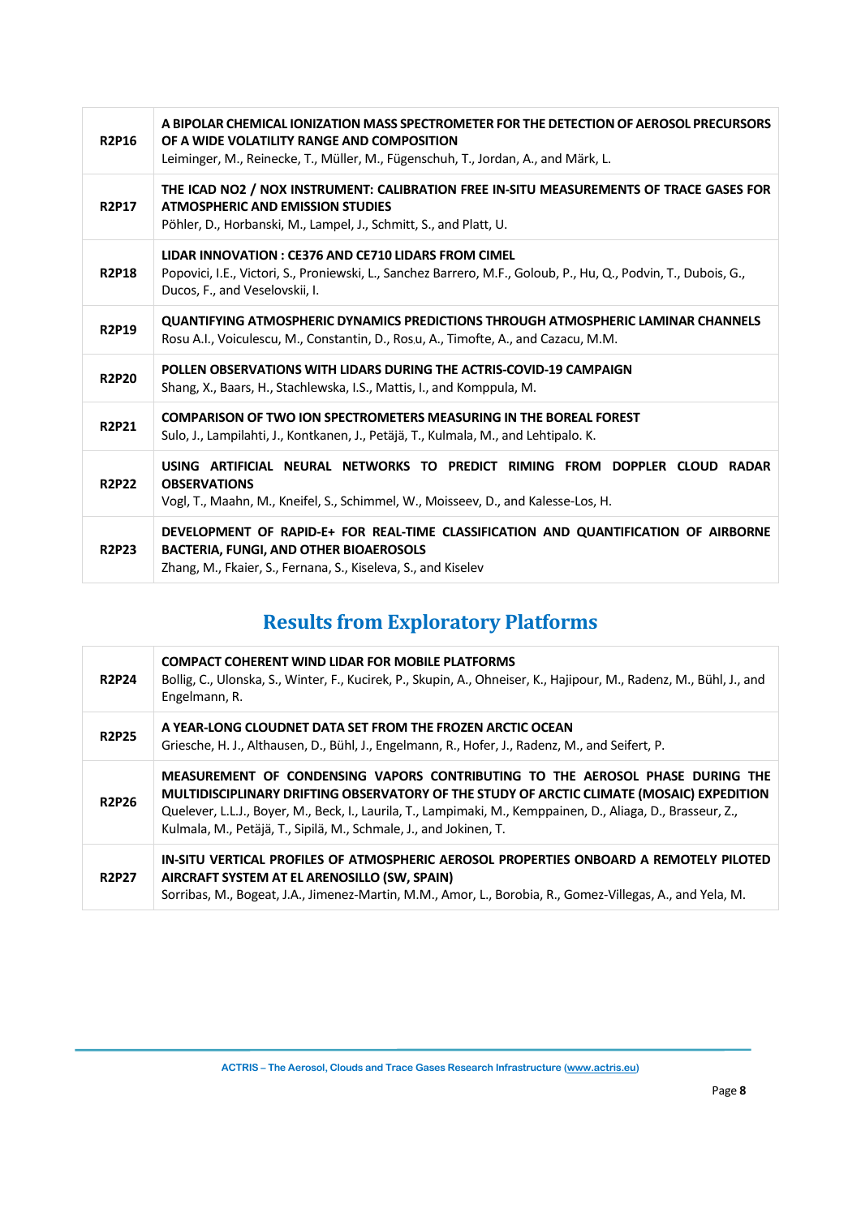| | |
|---|---|
| **R2P16** | **A BIPOLAR CHEMICAL IONIZATION MASS SPECTROMETER FOR THE DETECTION OF AEROSOL PRECURSORS OF A WIDE VOLATILITY RANGE AND COMPOSITION**<br>Leiminger, M., Reinecke, T., Müller, M., Fügenschuh, T., Jordan, A., and Märk, L. |
| **R2P17** | **THE ICAD NO2 / NOX INSTRUMENT: CALIBRATION FREE IN-SITU MEASUREMENTS OF TRACE GASES FOR ATMOSPHERIC AND EMISSION STUDIES**<br>Pöhler, D., Horbanski, M., Lampel, J., Schmitt, S., and Platt, U. |
| **R2P18** | **LIDAR INNOVATION : CE376 AND CE710 LIDARS FROM CIMEL**<br>Popovici, I.E., Victori, S., Proniewski, L., Sanchez Barrero, M.F., Goloub, P., Hu, Q., Podvin, T., Dubois, G., Ducos, F., and Veselovskii, I. |
| **R2P19** | **QUANTIFYING ATMOSPHERIC DYNAMICS PREDICTIONS THROUGH ATMOSPHERIC LAMINAR CHANNELS**<br>Rosu A.I., Voiculescu, M., Constantin, D., Rosu, A., Timofte, A., and Cazacu, M.M. |
| **R2P20** | **POLLEN OBSERVATIONS WITH LIDARS DURING THE ACTRIS-COVID-19 CAMPAIGN**<br>Shang, X., Baars, H., Stachlewska, I.S., Mattis, I., and Komppula, M. |
| **R2P21** | **COMPARISON OF TWO ION SPECTROMETERS MEASURING IN THE BOREAL FOREST**<br>Sulo, J., Lampilahti, J., Kontkanen, J., Petäjä, T., Kulmala, M., and Lehtipalo. K. |
| **R2P22** | **USING ARTIFICIAL NEURAL NETWORKS TO PREDICT RIMING FROM DOPPLER CLOUD RADAR OBSERVATIONS**<br>Vogl, T., Maahn, M., Kneifel, S., Schimmel, W., Moisseev, D., and Kalesse-Los, H. |
| **R2P23** | **DEVELOPMENT OF RAPID-E+ FOR REAL-TIME CLASSIFICATION AND QUANTIFICATION OF AIRBORNE BACTERIA, FUNGI, AND OTHER BIOAEROSOLS**<br>Zhang, M., Fkaier, S., Fernana, S., Kiseleva, S., and Kiselev |

## Results from Exploratory Platforms

| | |
|---|---|
| **R2P24** | **COMPACT COHERENT WIND LIDAR FOR MOBILE PLATFORMS**<br>Bollig, C., Ulonska, S., Winter, F., Kucirek, P., Skupin, A., Ohneiser, K., Hajipour, M., Radenz, M., Bühl, J., and Engelmann, R. |
| **R2P25** | **A YEAR-LONG CLOUDNET DATA SET FROM THE FROZEN ARCTIC OCEAN**<br>Griesche, H. J., Althausen, D., Bühl, J., Engelmann, R., Hofer, J., Radenz, M., and Seifert, P. |
| **R2P26** | **MEASUREMENT OF CONDENSING VAPORS CONTRIBUTING TO THE AEROSOL PHASE DURING THE MULTIDISCIPLINARY DRIFTING OBSERVATORY OF THE STUDY OF ARCTIC CLIMATE (MOSAIC) EXPEDITION**<br>Quelever, L.L.J., Boyer, M., Beck, I., Laurila, T., Lampimaki, M., Kemppainen, D., Aliaga, D., Brasseur, Z., Kulmala, M., Petäjä, T., Sipilä, M., Schmale, J., and Jokinen, T. |
| **R2P27** | **IN-SITU VERTICAL PROFILES OF ATMOSPHERIC AEROSOL PROPERTIES ONBOARD A REMOTELY PILOTED AIRCRAFT SYSTEM AT EL ARENOSILLO (SW, SPAIN)**<br>Sorribas, M., Bogeat, J.A., Jimenez-Martin, M.M., Amor, L., Borobia, R., Gomez-Villegas, A., and Yela, M. |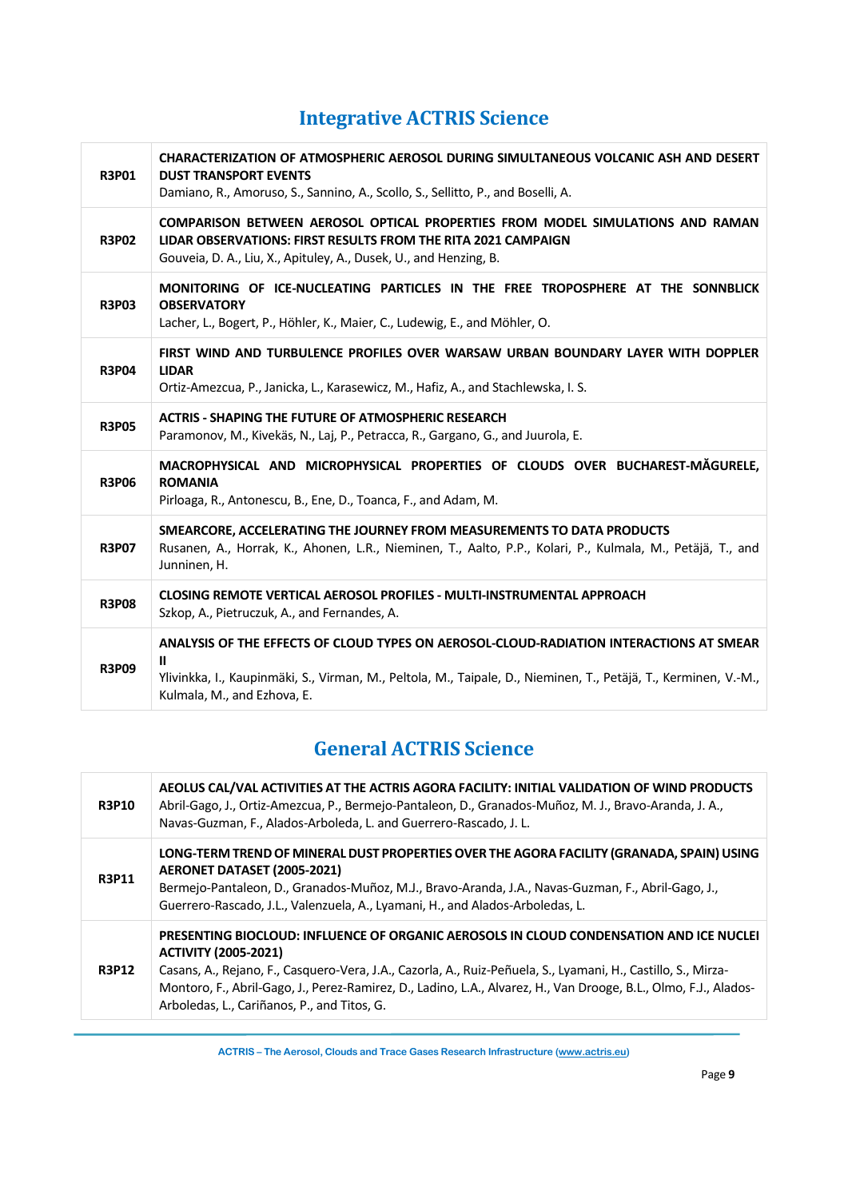## Integrative ACTRIS Science

| | |
|---|---|
| **R3P01** | **CHARACTERIZATION OF ATMOSPHERIC AEROSOL DURING SIMULTANEOUS VOLCANIC ASH AND DESERT DUST TRANSPORT EVENTS**<br>Damiano, R., Amoruso, S., Sannino, A., Scollo, S., Sellitto, P., and Boselli, A. |
| **R3P02** | **COMPARISON BETWEEN AEROSOL OPTICAL PROPERTIES FROM MODEL SIMULATIONS AND RAMAN LIDAR OBSERVATIONS: FIRST RESULTS FROM THE RITA 2021 CAMPAIGN**<br>Gouveia, D. A., Liu, X., Apituley, A., Dusek, U., and Henzing, B. |
| **R3P03** | **MONITORING OF ICE-NUCLEATING PARTICLES IN THE FREE TROPOSPHERE AT THE SONNBLICK OBSERVATORY**<br>Lacher, L., Bogert, P., Höhler, K., Maier, C., Ludewig, E., and Möhler, O. |
| **R3P04** | **FIRST WIND AND TURBULENCE PROFILES OVER WARSAW URBAN BOUNDARY LAYER WITH DOPPLER LIDAR**<br>Ortiz-Amezcua, P., Janicka, L., Karasewicz, M., Hafiz, A., and Stachlewska, I. S. |
| **R3P05** | **ACTRIS - SHAPING THE FUTURE OF ATMOSPHERIC RESEARCH**<br>Paramonov, M., Kivekäs, N., Laj, P., Petracca, R., Gargano, G., and Juurola, E. |
| **R3P06** | **MACROPHYSICAL AND MICROPHYSICAL PROPERTIES OF CLOUDS OVER BUCHAREST-MĂGURELE, ROMANIA**<br>Pirloaga, R., Antonescu, B., Ene, D., Toanca, F., and Adam, M. |
| **R3P07** | **SMEARCORE, ACCELERATING THE JOURNEY FROM MEASUREMENTS TO DATA PRODUCTS**<br>Rusanen, A., Horrak, K., Ahonen, L.R., Nieminen, T., Aalto, P.P., Kolari, P., Kulmala, M., Petäjä, T., and Junninen, H. |
| **R3P08** | **CLOSING REMOTE VERTICAL AEROSOL PROFILES - MULTI-INSTRUMENTAL APPROACH**<br>Szkop, A., Pietruczuk, A., and Fernandes, A. |
| **R3P09** | **ANALYSIS OF THE EFFECTS OF CLOUD TYPES ON AEROSOL-CLOUD-RADIATION INTERACTIONS AT SMEAR II**<br>Ylivinkka, I., Kaupinmäki, S., Virman, M., Peltola, M., Taipale, D., Nieminen, T., Petäjä, T., Kerminen, V.-M., Kulmala, M., and Ezhova, E. |

## General ACTRIS Science

| | |
|---|---|
| **R3P10** | **AEOLUS CAL/VAL ACTIVITIES AT THE ACTRIS AGORA FACILITY: INITIAL VALIDATION OF WIND PRODUCTS**<br>Abril-Gago, J., Ortiz-Amezcua, P., Bermejo-Pantaleon, D., Granados-Muñoz, M. J., Bravo-Aranda, J. A., Navas-Guzman, F., Alados-Arboleda, L. and Guerrero-Rascado, J. L. |
| **R3P11** | **LONG-TERM TREND OF MINERAL DUST PROPERTIES OVER THE AGORA FACILITY (GRANADA, SPAIN) USING AERONET DATASET (2005-2021)**<br>Bermejo-Pantaleon, D., Granados-Muñoz, M.J., Bravo-Aranda, J.A., Navas-Guzman, F., Abril-Gago, J., Guerrero-Rascado, J.L., Valenzuela, A., Lyamani, H., and Alados-Arboledas, L. |
| **R3P12** | **PRESENTING BIOCLOUD: INFLUENCE OF ORGANIC AEROSOLS IN CLOUD CONDENSATION AND ICE NUCLEI ACTIVITY (2005-2021)**<br>Casans, A., Rejano, F., Casquero-Vera, J.A., Cazorla, A., Ruiz-Peñuela, S., Lyamani, H., Castillo, S., Mirza-Montoro, F., Abril-Gago, J., Perez-Ramirez, D., Ladino, L.A., Alvarez, H., Van Drooge, B.L., Olmo, F.J., Alados-Arboledas, L., Cariñanos, P., and Titos, G. |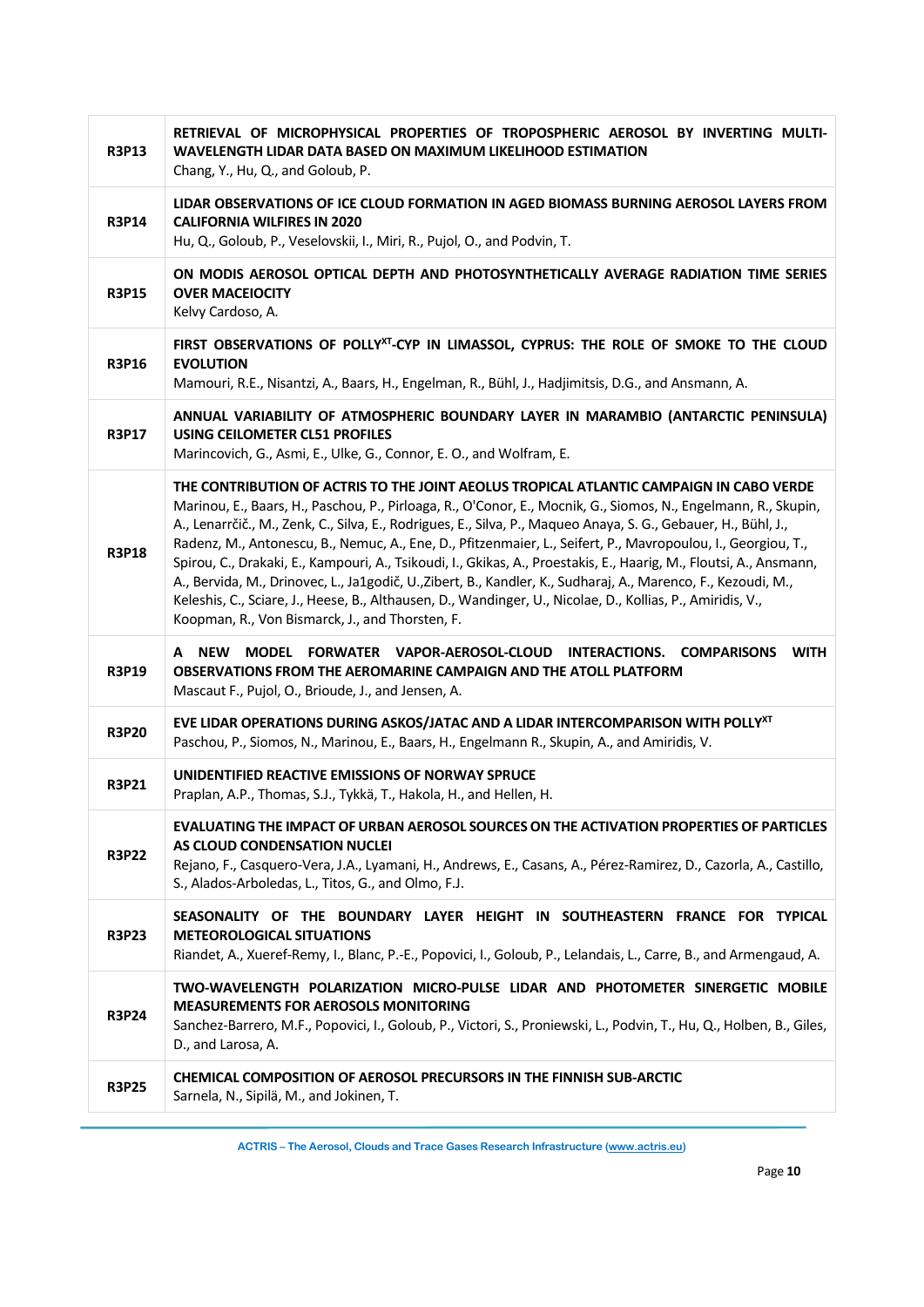| | |
|---|---|
| **R3P13** | **RETRIEVAL OF MICROPHYSICAL PROPERTIES OF TROPOSPHERIC AEROSOL BY INVERTING MULTI-WAVELENGTH LIDAR DATA BASED ON MAXIMUM LIKELIHOOD ESTIMATION**<br>Chang, Y., Hu, Q., and Goloub, P. |
| **R3P14** | **LIDAR OBSERVATIONS OF ICE CLOUD FORMATION IN AGED BIOMASS BURNING AEROSOL LAYERS FROM CALIFORNIA WILFIRES IN 2020**<br>Hu, Q., Goloub, P., Veselovskii, I., Miri, R., Pujol, O., and Podvin, T. |
| **R3P15** | **ON MODIS AEROSOL OPTICAL DEPTH AND PHOTOSYNTHETICALLY AVERAGE RADIATION TIME SERIES OVER MACEIOCITY**<br>Kelvy Cardoso, A. |
| **R3P16** | **FIRST OBSERVATIONS OF POLLY$^{XT}$-CYP IN LIMASSOL, CYPRUS: THE ROLE OF SMOKE TO THE CLOUD EVOLUTION**<br>Mamouri, R.E., Nisantzi, A., Baars, H., Engelman, R., Bühl, J., Hadjimitsis, D.G., and Ansmann, A. |
| **R3P17** | **ANNUAL VARIABILITY OF ATMOSPHERIC BOUNDARY LAYER IN MARAMBIO (ANTARCTIC PENINSULA) USING CEILOMETER CL51 PROFILES**<br>Marincovich, G., Asmi, E., Ulke, G., Connor, E. O., and Wolfram, E. |
| **R3P18** | **THE CONTRIBUTION OF ACTRIS TO THE JOINT AEOLUS TROPICAL ATLANTIC CAMPAIGN IN CABO VERDE**<br>Marinou, E., Baars, H., Paschou, P., Pirloaga, R., O'Conor, E., Mocnik, G., Siomos, N., Engelmann, R., Skupin, A., Lenarrčič., M., Zenk, C., Silva, E., Rodrigues, E., Silva, P., Maqueo Anaya, S. G., Gebauer, H., Bühl, J., Radenz, M., Antonescu, B., Nemuc, A., Ene, D., Pfitzenmaier, L., Seifert, P., Mavropoulou, I., Georgiou, T., Spirou, C., Drakaki, E., Kampouri, A., Tsikoudi, I., Gkikas, A., Proestakis, E., Haarig, M., Floutsi, A., Ansmann, A., Bervida, M., Drinovec, L., Ja1godič, U.,Zibert, B., Kandler, K., Sudharaj, A., Marenco, F., Kezoudi, M., Keleshis, C., Sciare, J., Heese, B., Althausen, D., Wandinger, U., Nicolae, D., Kollias, P., Amiridis, V., Koopman, R., Von Bismarck, J., and Thorsten, F. |
| **R3P19** | **A NEW MODEL FORWATER VAPOR-AEROSOL-CLOUD INTERACTIONS. COMPARISONS WITH OBSERVATIONS FROM THE AEROMARINE CAMPAIGN AND THE ATOLL PLATFORM**<br>Mascaut F., Pujol, O., Brioude, J., and Jensen, A. |
| **R3P20** | **EVE LIDAR OPERATIONS DURING ASKOS/JATAC AND A LIDAR INTERCOMPARISON WITH POLLY$^{XT}$**<br>Paschou, P., Siomos, N., Marinou, E., Baars, H., Engelmann R., Skupin, A., and Amiridis, V. |
| **R3P21** | **UNIDENTIFIED REACTIVE EMISSIONS OF NORWAY SPRUCE**<br>Praplan, A.P., Thomas, S.J., Tykkä, T., Hakola, H., and Hellen, H. |
| **R3P22** | **EVALUATING THE IMPACT OF URBAN AEROSOL SOURCES ON THE ACTIVATION PROPERTIES OF PARTICLES AS CLOUD CONDENSATION NUCLEI**<br>Rejano, F., Casquero-Vera, J.A., Lyamani, H., Andrews, E., Casans, A., Pérez-Ramirez, D., Cazorla, A., Castillo, S., Alados-Arboledas, L., Titos, G., and Olmo, F.J. |
| **R3P23** | **SEASONALITY OF THE BOUNDARY LAYER HEIGHT IN SOUTHEASTERN FRANCE FOR TYPICAL METEOROLOGICAL SITUATIONS**<br>Riandet, A., Xueref-Remy, I., Blanc, P.-E., Popovici, I., Goloub, P., Lelandais, L., Carre, B., and Armengaud, A. |
| **R3P24** | **TWO-WAVELENGTH POLARIZATION MICRO-PULSE LIDAR AND PHOTOMETER SINERGETIC MOBILE MEASUREMENTS FOR AEROSOLS MONITORING**<br>Sanchez-Barrero, M.F., Popovici, I., Goloub, P., Victori, S., Proniewski, L., Podvin, T., Hu, Q., Holben, B., Giles, D., and Larosa, A. |
| **R3P25** | **CHEMICAL COMPOSITION OF AEROSOL PRECURSORS IN THE FINNISH SUB-ARCTIC**<br>Sarnela, N., Sipilä, M., and Jokinen, T. |

ACTRIS – The Aerosol, Clouds and Trace Gases Research Infrastructure (www.actris.eu)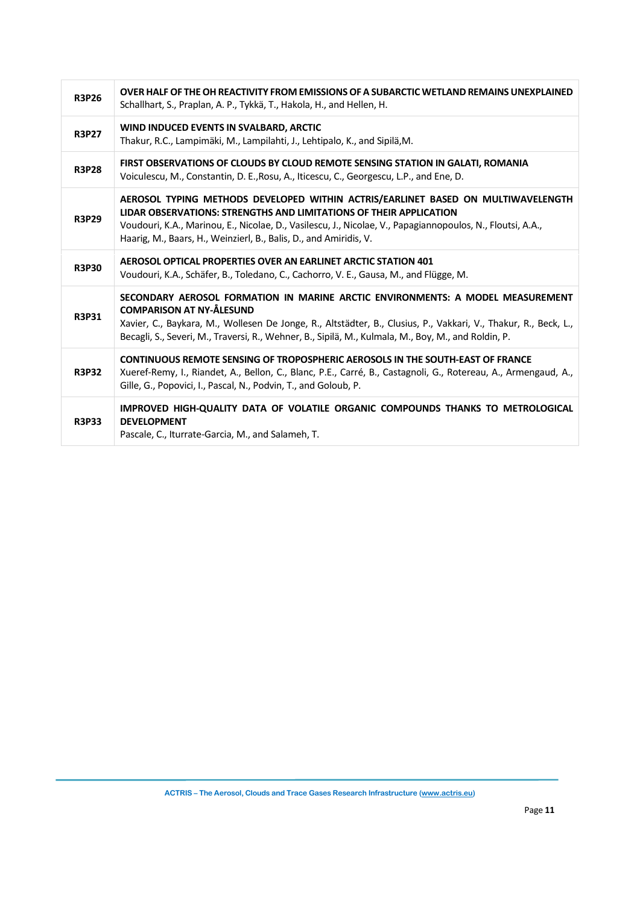| | |
|---|---|
| **R3P26** | **OVER HALF OF THE OH REACTIVITY FROM EMISSIONS OF A SUBARCTIC WETLAND REMAINS UNEXPLAINED**<br>Schallhart, S., Praplan, A. P., Tykkä, T., Hakola, H., and Hellen, H. |
| **R3P27** | **WIND INDUCED EVENTS IN SVALBARD, ARCTIC**<br>Thakur, R.C., Lampimäki, M., Lampilahti, J., Lehtipalo, K., and Sipilä,M. |
| **R3P28** | **FIRST OBSERVATIONS OF CLOUDS BY CLOUD REMOTE SENSING STATION IN GALATI, ROMANIA**<br>Voiculescu, M., Constantin, D. E.,Rosu, A., Iticescu, C., Georgescu, L.P., and Ene, D. |
| **R3P29** | **AEROSOL TYPING METHODS DEVELOPED WITHIN ACTRIS/EARLINET BASED ON MULTIWAVELENGTH LIDAR OBSERVATIONS: STRENGTHS AND LIMITATIONS OF THEIR APPLICATION**<br>Voudouri, K.A., Marinou, E., Nicolae, D., Vasilescu, J., Nicolae, V., Papagiannopoulos, N., Floutsi, A.A., Haarig, M., Baars, H., Weinzierl, B., Balis, D., and Amiridis, V. |
| **R3P30** | **AEROSOL OPTICAL PROPERTIES OVER AN EARLINET ARCTIC STATION 401**<br>Voudouri, K.A., Schäfer, B., Toledano, C., Cachorro, V. E., Gausa, M., and Flügge, M. |
| **R3P31** | **SECONDARY AEROSOL FORMATION IN MARINE ARCTIC ENVIRONMENTS: A MODEL MEASUREMENT COMPARISON AT NY-ÅLESUND**<br>Xavier, C., Baykara, M., Wollesen De Jonge, R., Altstädter, B., Clusius, P., Vakkari, V., Thakur, R., Beck, L., Becagli, S., Severi, M., Traversi, R., Wehner, B., Sipilä, M., Kulmala, M., Boy, M., and Roldin, P. |
| **R3P32** | **CONTINUOUS REMOTE SENSING OF TROPOSPHERIC AEROSOLS IN THE SOUTH-EAST OF FRANCE**<br>Xueref-Remy, I., Riandet, A., Bellon, C., Blanc, P.E., Carré, B., Castagnoli, G., Rotereau, A., Armengaud, A., Gille, G., Popovici, I., Pascal, N., Podvin, T., and Goloub, P. |
| **R3P33** | **IMPROVED HIGH-QUALITY DATA OF VOLATILE ORGANIC COMPOUNDS THANKS TO METROLOGICAL DEVELOPMENT**<br>Pascale, C., Iturrate-Garcia, M., and Salameh, T. |